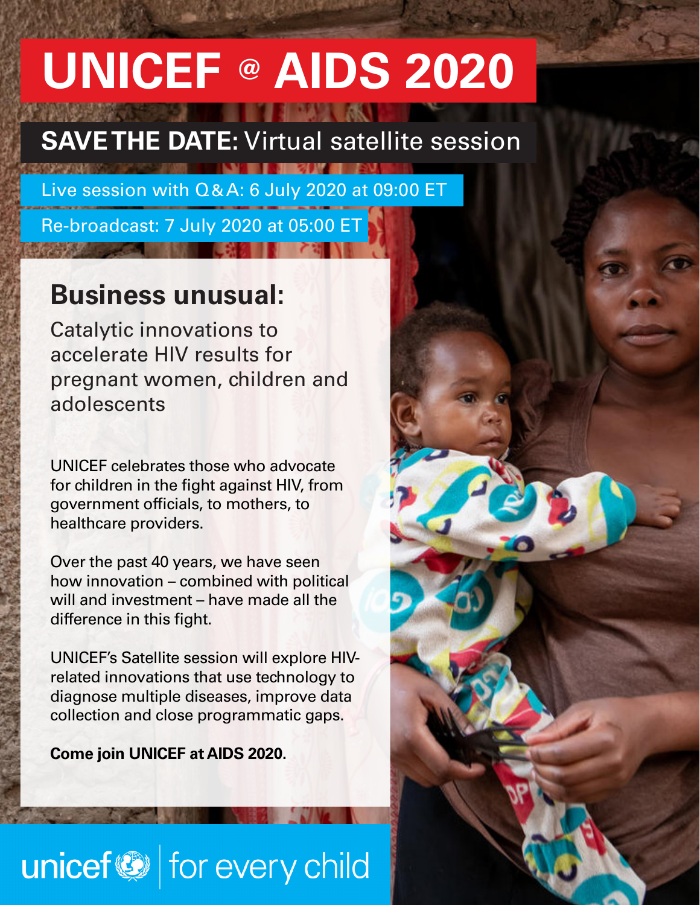# UNICEF @ AIDS 2020

## SAVE THE DATE: Virtual satellite session

Live session with Q&A: 6 July 2020 at 09:00 ET

Re-broadcast: 7 July 2020 at 05:00 ET

## Business unusual:

### Catalytic innovations to accelerate HIV results for pregnant women, children and adolescents

UNICEF celebrates those who advocate for children in the fight against HIV, from government officials, to mothers, to healthcare providers.

Over the past 40 years, we have seen how innovation – combined with political will and investment – have made all the difference in this fight.

UNICEF's Satellite session will explore HIV-related innovations that use technology to diagnose multiple diseases, improve data collection and close programmatic gaps.

**Come join UNICEF at AIDS 2020.**

unicef | for every child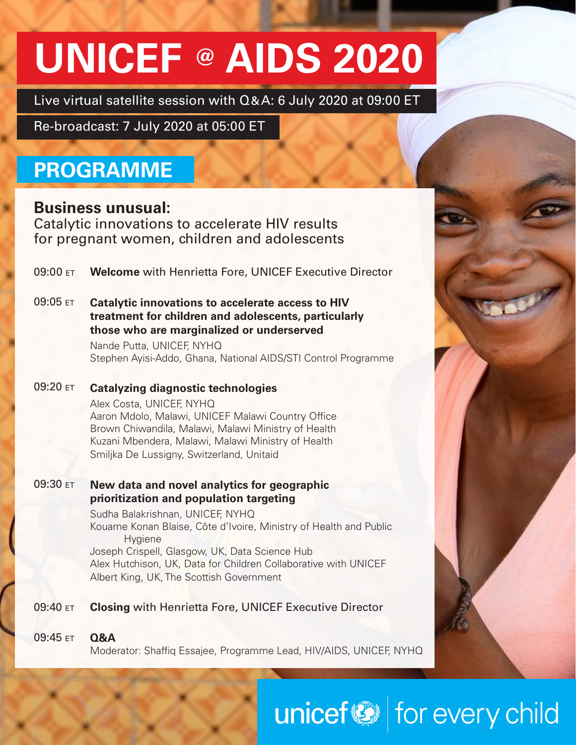# UNICEF @ AIDS 2020

Live virtual satellite session with Q&A: 6 July 2020 at 09:00 ET

Re-broadcast: 7 July 2020 at 05:00 ET

## PROGRAMME

### Business unusual:

Catalytic innovations to accelerate HIV results for pregnant women, children and adolescents

09:00 ET **Welcome** with Henrietta Fore, UNICEF Executive Director

09:05 ET **Catalytic innovations to accelerate access to HIV treatment for children and adolescents, particularly those who are marginalized or underserved**
Nande Putta, UNICEF, NYHQ
Stephen Ayisi-Addo, Ghana, National AIDS/STI Control Programme

09:20 ET **Catalyzing diagnostic technologies**
Alex Costa, UNICEF, NYHQ
Aaron Mdolo, Malawi, UNICEF Malawi Country Office
Brown Chiwandila, Malawi, Malawi Ministry of Health
Kuzani Mbendera, Malawi, Malawi Ministry of Health
Smiljka De Lussigny, Switzerland, Unitaid

09:30 ET **New data and novel analytics for geographic prioritization and population targeting**
Sudha Balakrishnan, UNICEF, NYHQ
Kouame Konan Blaise, Côte d'Ivoire, Ministry of Health and Public Hygiene
Joseph Crispell, Glasgow, UK, Data Science Hub
Alex Hutchison, UK, Data for Children Collaborative with UNICEF
Albert King, UK, The Scottish Government

09:40 ET **Closing** with Henrietta Fore, UNICEF Executive Director

09:45 ET **Q&A**
Moderator: Shaffiq Essajee, Programme Lead, HIV/AIDS, UNICEF, NYHQ

unicef | for every child